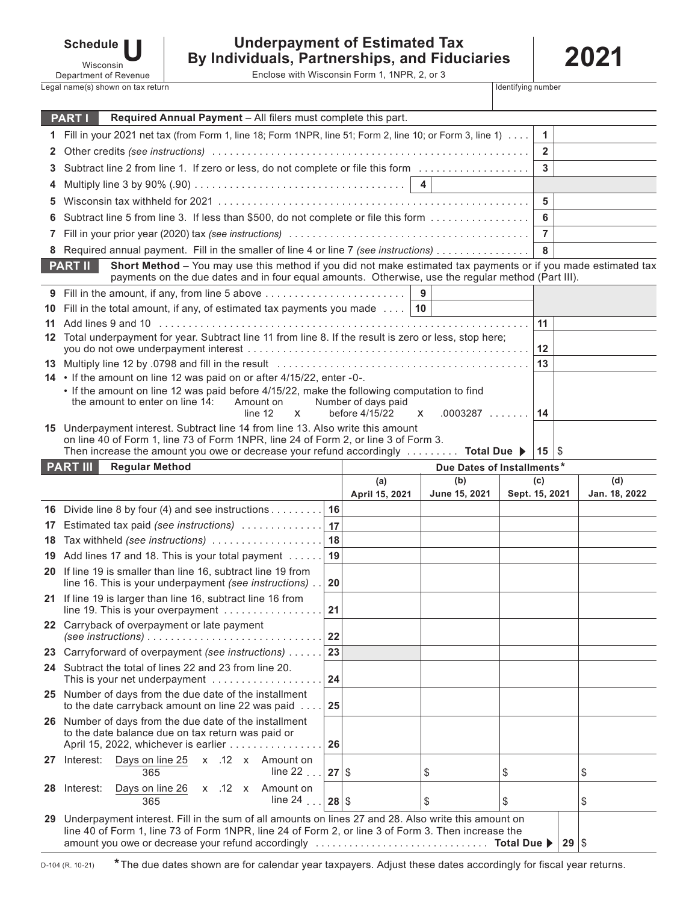# Schedule U

Wisconsin Department of Revenue

## Underpayment of Estimated Tax By Individuals, Partnerships, and Fiduciaries

Enclose with Wisconsin Form 1, 1NPR, 2, or 3

**2021**

Legal name(s) shown on tax return | Identifying number

### PART I — Required Annual Payment – All filers must complete this part.

| | | | |
|---|---|---|---|
| 1 | Fill in your 2021 net tax (from Form 1, line 18; Form 1NPR, line 51; Form 2, line 10; or Form 3, line 1) | 1 | |
| 2 | Other credits *(see instructions)* | 2 | |
| 3 | Subtract line 2 from line 1. If zero or less, do not complete or file this form | 3 | |
| 4 | Multiply line 3 by 90% (.90) | 4 | |
| 5 | Wisconsin tax withheld for 2021 | 5 | |
| 6 | Subtract line 5 from line 3. If less than $500, do not complete or file this form | 6 | |
| 7 | Fill in your prior year (2020) tax *(see instructions)* | 7 | |
| 8 | Required annual payment. Fill in the smaller of line 4 or line 7 *(see instructions)* | 8 | |

### PART II — Short Method – You may use this method if you did not make estimated tax payments or if you made estimated tax payments on the due dates and in four equal amounts. Otherwise, use the regular method (Part III).

| | | | |
|---|---|---|---|
| 9 | Fill in the amount, if any, from line 5 above | 9 | |
| 10 | Fill in the total amount, if any, of estimated tax payments you made | 10 | |
| 11 | Add lines 9 and 10 | 11 | |
| 12 | Total underpayment for year. Subtract line 11 from line 8. If the result is zero or less, stop here; you do not owe underpayment interest | 12 | |
| 13 | Multiply line 12 by .0798 and fill in the result | 13 | |
| 14 | • If the amount on line 12 was paid on or after 4/15/22, enter -0-.<br>• If the amount on line 12 was paid before 4/15/22, make the following computation to find the amount to enter on line 14: Amount on line 12 x Number of days paid before 4/15/22 x .0003287 | 14 | |
| 15 | Underpayment interest. Subtract line 14 from line 13. Also write this amount on line 40 of Form 1, line 73 of Form 1NPR, line 24 of Form 2, or line 3 of Form 3. Then increase the amount you owe or decrease your refund accordingly **Total Due ▶** | 15 | $ |

### PART III — Regular Method

| | | | Due Dates of Installments* | | | |
|---|---|---|---|---|---|---|
| | | | (a) April 15, 2021 | (b) June 15, 2021 | (c) Sept. 15, 2021 | (d) Jan. 18, 2022 |
| 16 | Divide line 8 by four (4) and see instructions | 16 | | | | |
| 17 | Estimated tax paid *(see instructions)* | 17 | | | | |
| 18 | Tax withheld *(see instructions)* | 18 | | | | |
| 19 | Add lines 17 and 18. This is your total payment | 19 | | | | |
| 20 | If line 19 is smaller than line 16, subtract line 19 from line 16. This is your underpayment *(see instructions)* | 20 | | | | |
| 21 | If line 19 is larger than line 16, subtract line 16 from line 19. This is your overpayment | 21 | | | | |
| 22 | Carryback of overpayment or late payment *(see instructions)* | 22 | | | | |
| 23 | Carryforward of overpayment *(see instructions)* | 23 | | | | |
| 24 | Subtract the total of lines 22 and 23 from line 20. This is your net underpayment | 24 | | | | |
| 25 | Number of days from the due date of the installment to the date carryback amount on line 22 was paid | 25 | | | | |
| 26 | Number of days from the due date of the installment to the date balance due on tax return was paid or April 15, 2022, whichever is earlier | 26 | | | | |
| 27 | Interest: $\frac{\text{Days on line 25}}{365}$ x .12 x Amount on line 22 | 27 | $ | $ | $ | $ |
| 28 | Interest: $\frac{\text{Days on line 26}}{365}$ x .12 x Amount on line 24 | 28 | $ | $ | $ | $ |
| 29 | Underpayment interest. Fill in the sum of all amounts on lines 27 and 28. Also write this amount on line 40 of Form 1, line 73 of Form 1NPR, line 24 of Form 2, or line 3 of Form 3. Then increase the amount you owe or decrease your refund accordingly **Total Due ▶** | 29 | $ | | | |

D-104 (R. 10-21)

*The due dates shown are for calendar year taxpayers. Adjust these dates accordingly for fiscal year returns.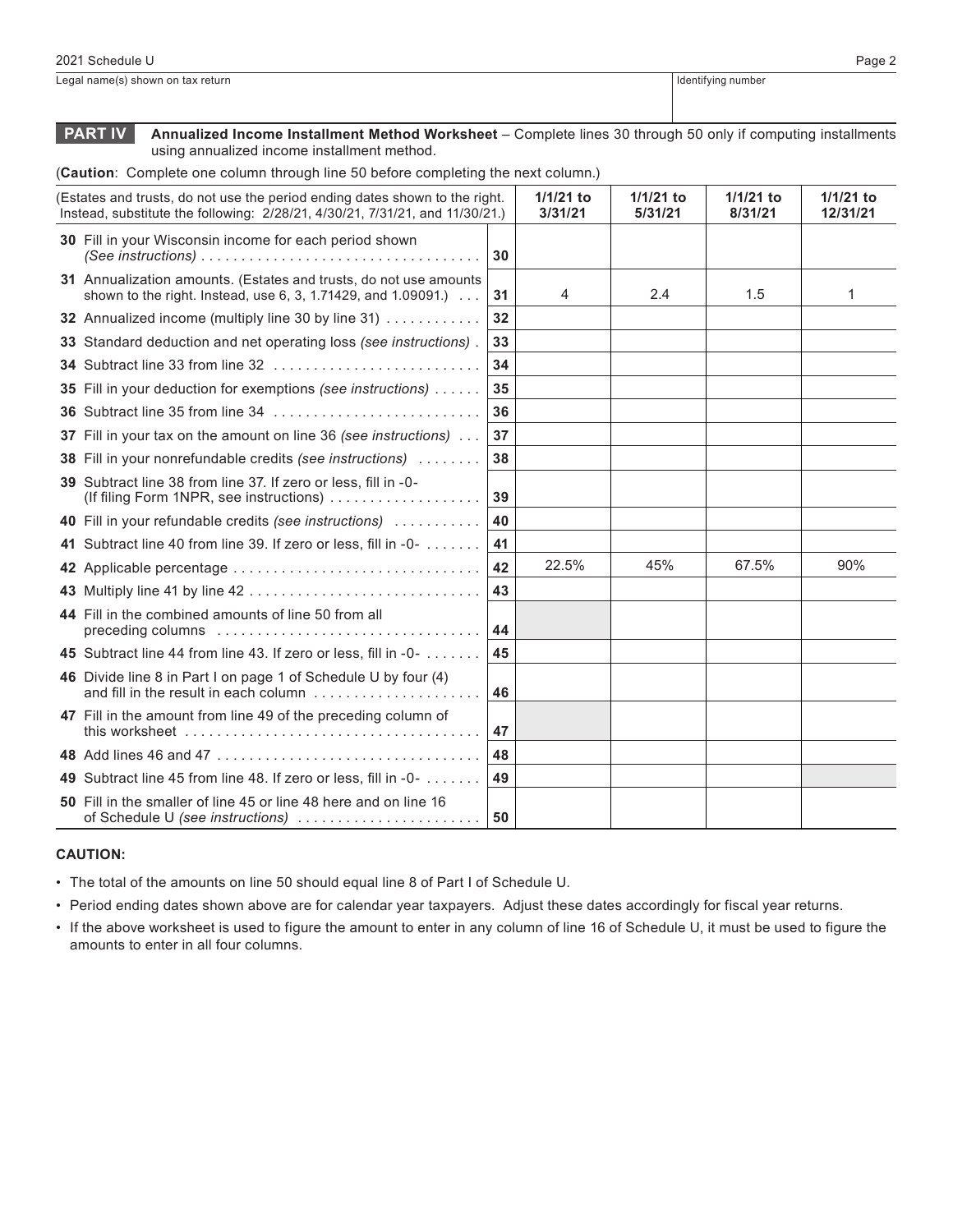Legal name(s) shown on tax return | Identifying number

## PART IV Annualized Income Installment Method Worksheet – Complete lines 30 through 50 only if computing installments using annualized income installment method.

(**Caution**: Complete one column through line 50 before completing the next column.)

| (Estates and trusts, do not use the period ending dates shown to the right. Instead, substitute the following: 2/28/21, 4/30/21, 7/31/21, and 11/30/21.) | | 1/1/21 to 3/31/21 | 1/1/21 to 5/31/21 | 1/1/21 to 8/31/21 | 1/1/21 to 12/31/21 |
|---|---|---|---|---|---|
| **30** Fill in your Wisconsin income for each period shown *(See instructions)* | 30 | | | | |
| **31** Annualization amounts. (Estates and trusts, do not use amounts shown to the right. Instead, use 6, 3, 1.71429, and 1.09091.) | 31 | 4 | 2.4 | 1.5 | 1 |
| **32** Annualized income (multiply line 30 by line 31) | 32 | | | | |
| **33** Standard deduction and net operating loss *(see instructions)* | 33 | | | | |
| **34** Subtract line 33 from line 32 | 34 | | | | |
| **35** Fill in your deduction for exemptions *(see instructions)* | 35 | | | | |
| **36** Subtract line 35 from line 34 | 36 | | | | |
| **37** Fill in your tax on the amount on line 36 *(see instructions)* | 37 | | | | |
| **38** Fill in your nonrefundable credits *(see instructions)* | 38 | | | | |
| **39** Subtract line 38 from line 37. If zero or less, fill in -0- (If filing Form 1NPR, see instructions) | 39 | | | | |
| **40** Fill in your refundable credits *(see instructions)* | 40 | | | | |
| **41** Subtract line 40 from line 39. If zero or less, fill in -0- | 41 | | | | |
| **42** Applicable percentage | 42 | 22.5% | 45% | 67.5% | 90% |
| **43** Multiply line 41 by line 42 | 43 | | | | |
| **44** Fill in the combined amounts of line 50 from all preceding columns | 44 | | | | |
| **45** Subtract line 44 from line 43. If zero or less, fill in -0- | 45 | | | | |
| **46** Divide line 8 in Part I on page 1 of Schedule U by four (4) and fill in the result in each column | 46 | | | | |
| **47** Fill in the amount from line 49 of the preceding column of this worksheet | 47 | | | | |
| **48** Add lines 46 and 47 | 48 | | | | |
| **49** Subtract line 45 from line 48. If zero or less, fill in -0- | 49 | | | | |
| **50** Fill in the smaller of line 45 or line 48 here and on line 16 of Schedule U *(see instructions)* | 50 | | | | |

**CAUTION:**

- The total of the amounts on line 50 should equal line 8 of Part I of Schedule U.
- Period ending dates shown above are for calendar year taxpayers. Adjust these dates accordingly for fiscal year returns.
- If the above worksheet is used to figure the amount to enter in any column of line 16 of Schedule U, it must be used to figure the amounts to enter in all four columns.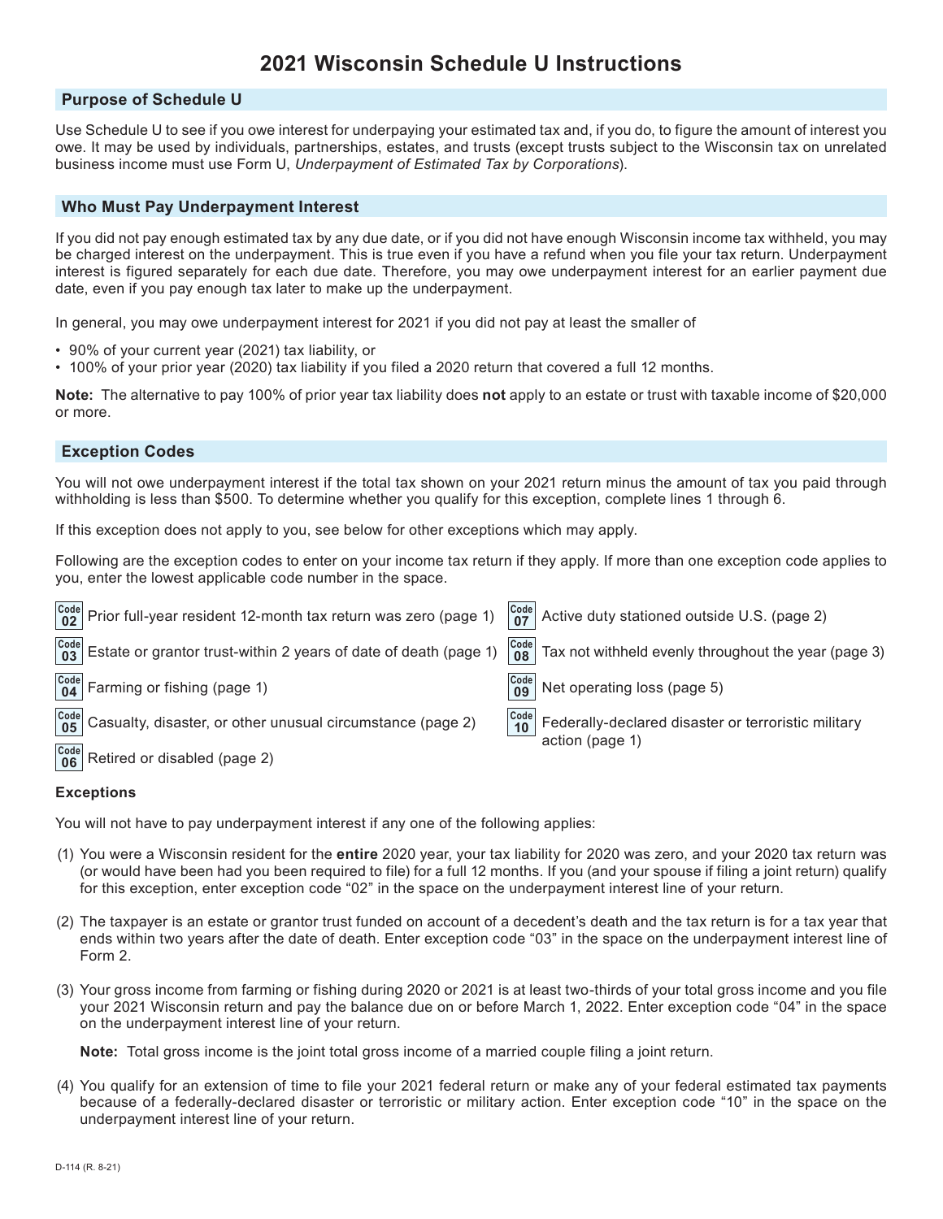# 2021 Wisconsin Schedule U Instructions

## Purpose of Schedule U

Use Schedule U to see if you owe interest for underpaying your estimated tax and, if you do, to figure the amount of interest you owe. It may be used by individuals, partnerships, estates, and trusts (except trusts subject to the Wisconsin tax on unrelated business income must use Form U, *Underpayment of Estimated Tax by Corporations*).

## Who Must Pay Underpayment Interest

If you did not pay enough estimated tax by any due date, or if you did not have enough Wisconsin income tax withheld, you may be charged interest on the underpayment. This is true even if you have a refund when you file your tax return. Underpayment interest is figured separately for each due date. Therefore, you may owe underpayment interest for an earlier payment due date, even if you pay enough tax later to make up the underpayment.

In general, you may owe underpayment interest for 2021 if you did not pay at least the smaller of

- 90% of your current year (2021) tax liability, or
- 100% of your prior year (2020) tax liability if you filed a 2020 return that covered a full 12 months.

**Note:** The alternative to pay 100% of prior year tax liability does **not** apply to an estate or trust with taxable income of $20,000 or more.

## Exception Codes

You will not owe underpayment interest if the total tax shown on your 2021 return minus the amount of tax you paid through withholding is less than $500. To determine whether you qualify for this exception, complete lines 1 through 6.

If this exception does not apply to you, see below for other exceptions which may apply.

Following are the exception codes to enter on your income tax return if they apply. If more than one exception code applies to you, enter the lowest applicable code number in the space.

- **Code 02** Prior full-year resident 12-month tax return was zero (page 1)
- **Code 03** Estate or grantor trust-within 2 years of date of death (page 1)
- **Code 04** Farming or fishing (page 1)
- **Code 05** Casualty, disaster, or other unusual circumstance (page 2)
- **Code 06** Retired or disabled (page 2)
- **Code 07** Active duty stationed outside U.S. (page 2)
- **Code 08** Tax not withheld evenly throughout the year (page 3)
- **Code 09** Net operating loss (page 5)
- **Code 10** Federally-declared disaster or terroristic military action (page 1)

### Exceptions

You will not have to pay underpayment interest if any one of the following applies:

(1) You were a Wisconsin resident for the **entire** 2020 year, your tax liability for 2020 was zero, and your 2020 tax return was (or would have been had you been required to file) for a full 12 months. If you (and your spouse if filing a joint return) qualify for this exception, enter exception code "02" in the space on the underpayment interest line of your return.

(2) The taxpayer is an estate or grantor trust funded on account of a decedent's death and the tax return is for a tax year that ends within two years after the date of death. Enter exception code "03" in the space on the underpayment interest line of Form 2.

(3) Your gross income from farming or fishing during 2020 or 2021 is at least two-thirds of your total gross income and you file your 2021 Wisconsin return and pay the balance due on or before March 1, 2022. Enter exception code "04" in the space on the underpayment interest line of your return.

**Note:** Total gross income is the joint total gross income of a married couple filing a joint return.

(4) You qualify for an extension of time to file your 2021 federal return or make any of your federal estimated tax payments because of a federally-declared disaster or terroristic or military action. Enter exception code "10" in the space on the underpayment interest line of your return.

D-114 (R. 8-21)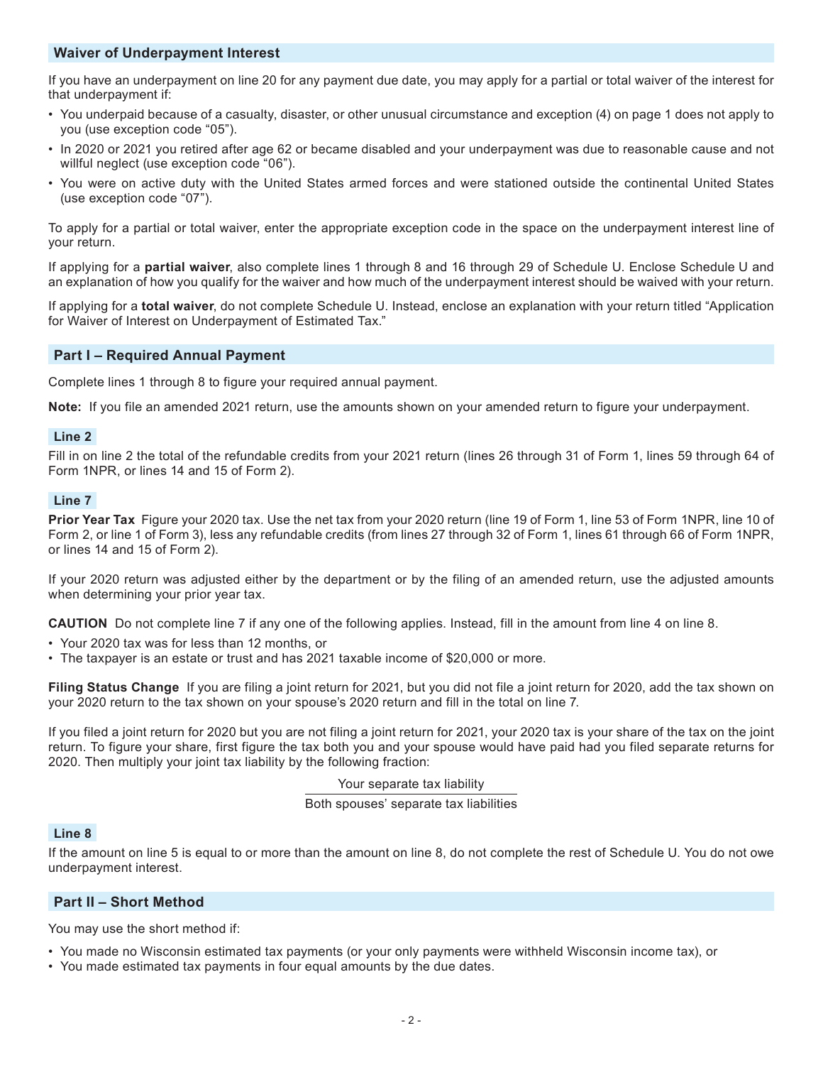## Waiver of Underpayment Interest

If you have an underpayment on line 20 for any payment due date, you may apply for a partial or total waiver of the interest for that underpayment if:

- You underpaid because of a casualty, disaster, or other unusual circumstance and exception (4) on page 1 does not apply to you (use exception code "05").
- In 2020 or 2021 you retired after age 62 or became disabled and your underpayment was due to reasonable cause and not willful neglect (use exception code "06").
- You were on active duty with the United States armed forces and were stationed outside the continental United States (use exception code "07").

To apply for a partial or total waiver, enter the appropriate exception code in the space on the underpayment interest line of your return.

If applying for a **partial waiver**, also complete lines 1 through 8 and 16 through 29 of Schedule U. Enclose Schedule U and an explanation of how you qualify for the waiver and how much of the underpayment interest should be waived with your return.

If applying for a **total waiver**, do not complete Schedule U. Instead, enclose an explanation with your return titled "Application for Waiver of Interest on Underpayment of Estimated Tax."

## Part I – Required Annual Payment

Complete lines 1 through 8 to figure your required annual payment.

**Note:** If you file an amended 2021 return, use the amounts shown on your amended return to figure your underpayment.

### Line 2

Fill in on line 2 the total of the refundable credits from your 2021 return (lines 26 through 31 of Form 1, lines 59 through 64 of Form 1NPR, or lines 14 and 15 of Form 2).

### Line 7

**Prior Year Tax** Figure your 2020 tax. Use the net tax from your 2020 return (line 19 of Form 1, line 53 of Form 1NPR, line 10 of Form 2, or line 1 of Form 3), less any refundable credits (from lines 27 through 32 of Form 1, lines 61 through 66 of Form 1NPR, or lines 14 and 15 of Form 2).

If your 2020 return was adjusted either by the department or by the filing of an amended return, use the adjusted amounts when determining your prior year tax.

**CAUTION** Do not complete line 7 if any one of the following applies. Instead, fill in the amount from line 4 on line 8.

- Your 2020 tax was for less than 12 months, or
- The taxpayer is an estate or trust and has 2021 taxable income of $20,000 or more.

**Filing Status Change** If you are filing a joint return for 2021, but you did not file a joint return for 2020, add the tax shown on your 2020 return to the tax shown on your spouse's 2020 return and fill in the total on line 7.

If you filed a joint return for 2020 but you are not filing a joint return for 2021, your 2020 tax is your share of the tax on the joint return. To figure your share, first figure the tax both you and your spouse would have paid had you filed separate returns for 2020. Then multiply your joint tax liability by the following fraction:

$$\frac{\text{Your separate tax liability}}{\text{Both spouses' separate tax liabilities}}$$

### Line 8

If the amount on line 5 is equal to or more than the amount on line 8, do not complete the rest of Schedule U. You do not owe underpayment interest.

## Part II – Short Method

You may use the short method if:

- You made no Wisconsin estimated tax payments (or your only payments were withheld Wisconsin income tax), or
- You made estimated tax payments in four equal amounts by the due dates.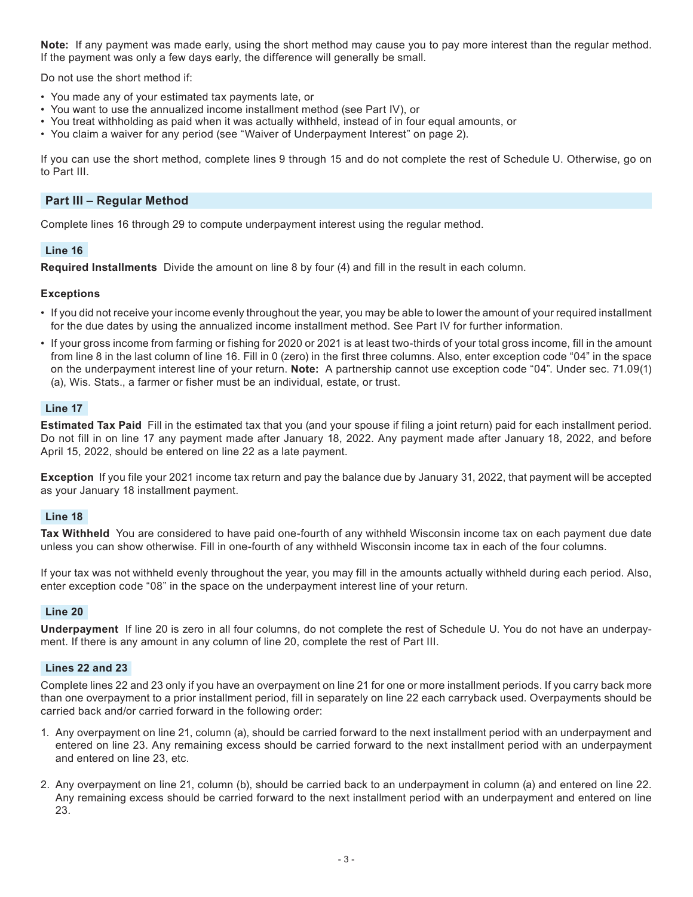**Note:** If any payment was made early, using the short method may cause you to pay more interest than the regular method. If the payment was only a few days early, the difference will generally be small.

Do not use the short method if:

- You made any of your estimated tax payments late, or
- You want to use the annualized income installment method (see Part IV), or
- You treat withholding as paid when it was actually withheld, instead of in four equal amounts, or
- You claim a waiver for any period (see "Waiver of Underpayment Interest" on page 2).

If you can use the short method, complete lines 9 through 15 and do not complete the rest of Schedule U. Otherwise, go on to Part III.

## Part III – Regular Method

Complete lines 16 through 29 to compute underpayment interest using the regular method.

### Line 16

**Required Installments** Divide the amount on line 8 by four (4) and fill in the result in each column.

#### Exceptions

- If you did not receive your income evenly throughout the year, you may be able to lower the amount of your required installment for the due dates by using the annualized income installment method. See Part IV for further information.
- If your gross income from farming or fishing for 2020 or 2021 is at least two-thirds of your total gross income, fill in the amount from line 8 in the last column of line 16. Fill in 0 (zero) in the first three columns. Also, enter exception code "04" in the space on the underpayment interest line of your return. **Note:** A partnership cannot use exception code "04". Under sec. 71.09(1)(a), Wis. Stats., a farmer or fisher must be an individual, estate, or trust.

### Line 17

**Estimated Tax Paid** Fill in the estimated tax that you (and your spouse if filing a joint return) paid for each installment period. Do not fill in on line 17 any payment made after January 18, 2022. Any payment made after January 18, 2022, and before April 15, 2022, should be entered on line 22 as a late payment.

**Exception** If you file your 2021 income tax return and pay the balance due by January 31, 2022, that payment will be accepted as your January 18 installment payment.

### Line 18

**Tax Withheld** You are considered to have paid one-fourth of any withheld Wisconsin income tax on each payment due date unless you can show otherwise. Fill in one-fourth of any withheld Wisconsin income tax in each of the four columns.

If your tax was not withheld evenly throughout the year, you may fill in the amounts actually withheld during each period. Also, enter exception code "08" in the space on the underpayment interest line of your return.

### Line 20

**Underpayment** If line 20 is zero in all four columns, do not complete the rest of Schedule U. You do not have an underpayment. If there is any amount in any column of line 20, complete the rest of Part III.

### Lines 22 and 23

Complete lines 22 and 23 only if you have an overpayment on line 21 for one or more installment periods. If you carry back more than one overpayment to a prior installment period, fill in separately on line 22 each carryback used. Overpayments should be carried back and/or carried forward in the following order:

1. Any overpayment on line 21, column (a), should be carried forward to the next installment period with an underpayment and entered on line 23. Any remaining excess should be carried forward to the next installment period with an underpayment and entered on line 23, etc.

2. Any overpayment on line 21, column (b), should be carried back to an underpayment in column (a) and entered on line 22. Any remaining excess should be carried forward to the next installment period with an underpayment and entered on line 23.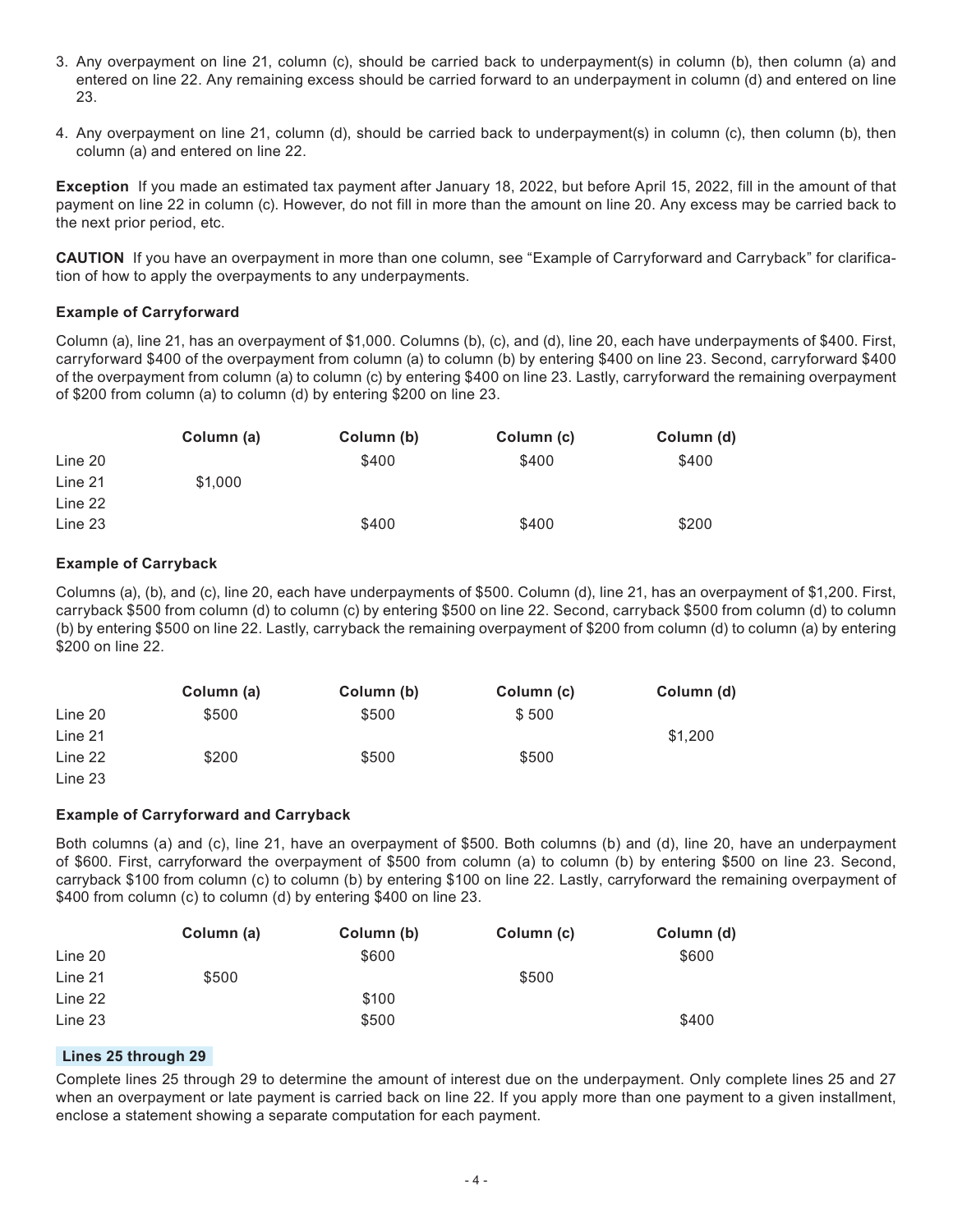3. Any overpayment on line 21, column (c), should be carried back to underpayment(s) in column (b), then column (a) and entered on line 22. Any remaining excess should be carried forward to an underpayment in column (d) and entered on line 23.

4. Any overpayment on line 21, column (d), should be carried back to underpayment(s) in column (c), then column (b), then column (a) and entered on line 22.

**Exception** If you made an estimated tax payment after January 18, 2022, but before April 15, 2022, fill in the amount of that payment on line 22 in column (c). However, do not fill in more than the amount on line 20. Any excess may be carried back to the next prior period, etc.

**CAUTION** If you have an overpayment in more than one column, see "Example of Carryforward and Carryback" for clarification of how to apply the overpayments to any underpayments.

**Example of Carryforward**

Column (a), line 21, has an overpayment of $1,000. Columns (b), (c), and (d), line 20, each have underpayments of $400. First, carryforward $400 of the overpayment from column (a) to column (b) by entering $400 on line 23. Second, carryforward $400 of the overpayment from column (a) to column (c) by entering $400 on line 23. Lastly, carryforward the remaining overpayment of $200 from column (a) to column (d) by entering $200 on line 23.

| | Column (a) | Column (b) | Column (c) | Column (d) |
|---|---|---|---|---|
| Line 20 | | $400 | $400 | $400 |
| Line 21 | $1,000 | | | |
| Line 22 | | | | |
| Line 23 | | $400 | $400 | $200 |

**Example of Carryback**

Columns (a), (b), and (c), line 20, each have underpayments of $500. Column (d), line 21, has an overpayment of $1,200. First, carryback $500 from column (d) to column (c) by entering $500 on line 22. Second, carryback $500 from column (d) to column (b) by entering $500 on line 22. Lastly, carryback the remaining overpayment of $200 from column (d) to column (a) by entering $200 on line 22.

| | Column (a) | Column (b) | Column (c) | Column (d) |
|---|---|---|---|---|
| Line 20 | $500 | $500 | $ 500 | |
| Line 21 | | | | $1,200 |
| Line 22 | $200 | $500 | $500 | |
| Line 23 | | | | |

**Example of Carryforward and Carryback**

Both columns (a) and (c), line 21, have an overpayment of $500. Both columns (b) and (d), line 20, have an underpayment of $600. First, carryforward the overpayment of $500 from column (a) to column (b) by entering $500 on line 23. Second, carryback $100 from column (c) to column (b) by entering $100 on line 22. Lastly, carryforward the remaining overpayment of $400 from column (c) to column (d) by entering $400 on line 23.

| | Column (a) | Column (b) | Column (c) | Column (d) |
|---|---|---|---|---|
| Line 20 | | $600 | | $600 |
| Line 21 | $500 | | $500 | |
| Line 22 | | $100 | | |
| Line 23 | | $500 | | $400 |

**Lines 25 through 29**

Complete lines 25 through 29 to determine the amount of interest due on the underpayment. Only complete lines 25 and 27 when an overpayment or late payment is carried back on line 22. If you apply more than one payment to a given installment, enclose a statement showing a separate computation for each payment.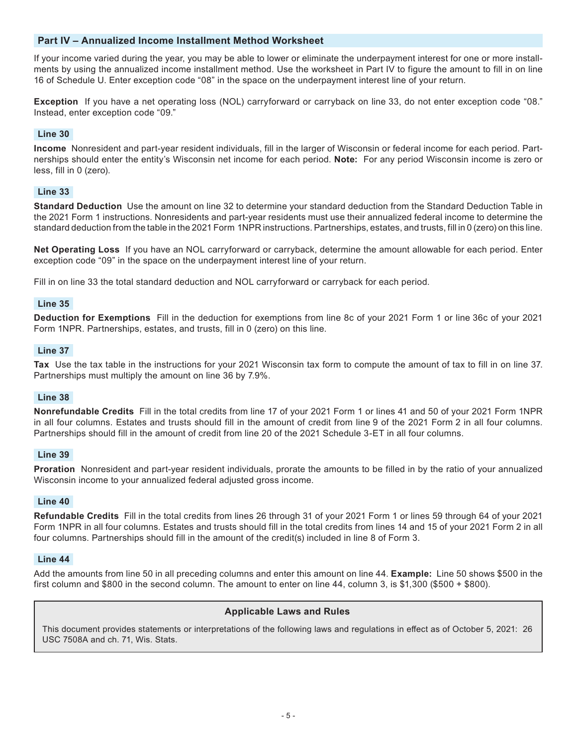## Part IV – Annualized Income Installment Method Worksheet

If your income varied during the year, you may be able to lower or eliminate the underpayment interest for one or more installments by using the annualized income installment method. Use the worksheet in Part IV to figure the amount to fill in on line 16 of Schedule U. Enter exception code "08" in the space on the underpayment interest line of your return.

**Exception** If you have a net operating loss (NOL) carryforward or carryback on line 33, do not enter exception code "08." Instead, enter exception code "09."

### Line 30

**Income** Nonresident and part-year resident individuals, fill in the larger of Wisconsin or federal income for each period. Partnerships should enter the entity's Wisconsin net income for each period. **Note:** For any period Wisconsin income is zero or less, fill in 0 (zero).

### Line 33

**Standard Deduction** Use the amount on line 32 to determine your standard deduction from the Standard Deduction Table in the 2021 Form 1 instructions. Nonresidents and part-year residents must use their annualized federal income to determine the standard deduction from the table in the 2021 Form 1NPR instructions. Partnerships, estates, and trusts, fill in 0 (zero) on this line.

**Net Operating Loss** If you have an NOL carryforward or carryback, determine the amount allowable for each period. Enter exception code "09" in the space on the underpayment interest line of your return.

Fill in on line 33 the total standard deduction and NOL carryforward or carryback for each period.

### Line 35

**Deduction for Exemptions** Fill in the deduction for exemptions from line 8c of your 2021 Form 1 or line 36c of your 2021 Form 1NPR. Partnerships, estates, and trusts, fill in 0 (zero) on this line.

### Line 37

**Tax** Use the tax table in the instructions for your 2021 Wisconsin tax form to compute the amount of tax to fill in on line 37. Partnerships must multiply the amount on line 36 by 7.9%.

### Line 38

**Nonrefundable Credits** Fill in the total credits from line 17 of your 2021 Form 1 or lines 41 and 50 of your 2021 Form 1NPR in all four columns. Estates and trusts should fill in the amount of credit from line 9 of the 2021 Form 2 in all four columns. Partnerships should fill in the amount of credit from line 20 of the 2021 Schedule 3-ET in all four columns.

### Line 39

**Proration** Nonresident and part-year resident individuals, prorate the amounts to be filled in by the ratio of your annualized Wisconsin income to your annualized federal adjusted gross income.

### Line 40

**Refundable Credits** Fill in the total credits from lines 26 through 31 of your 2021 Form 1 or lines 59 through 64 of your 2021 Form 1NPR in all four columns. Estates and trusts should fill in the total credits from lines 14 and 15 of your 2021 Form 2 in all four columns. Partnerships should fill in the amount of the credit(s) included in line 8 of Form 3.

### Line 44

Add the amounts from line 50 in all preceding columns and enter this amount on line 44. **Example:** Line 50 shows $500 in the first column and $800 in the second column. The amount to enter on line 44, column 3, is $1,300 ($500 + $800).

**Applicable Laws and Rules**

This document provides statements or interpretations of the following laws and regulations in effect as of October 5, 2021: 26 USC 7508A and ch. 71, Wis. Stats.